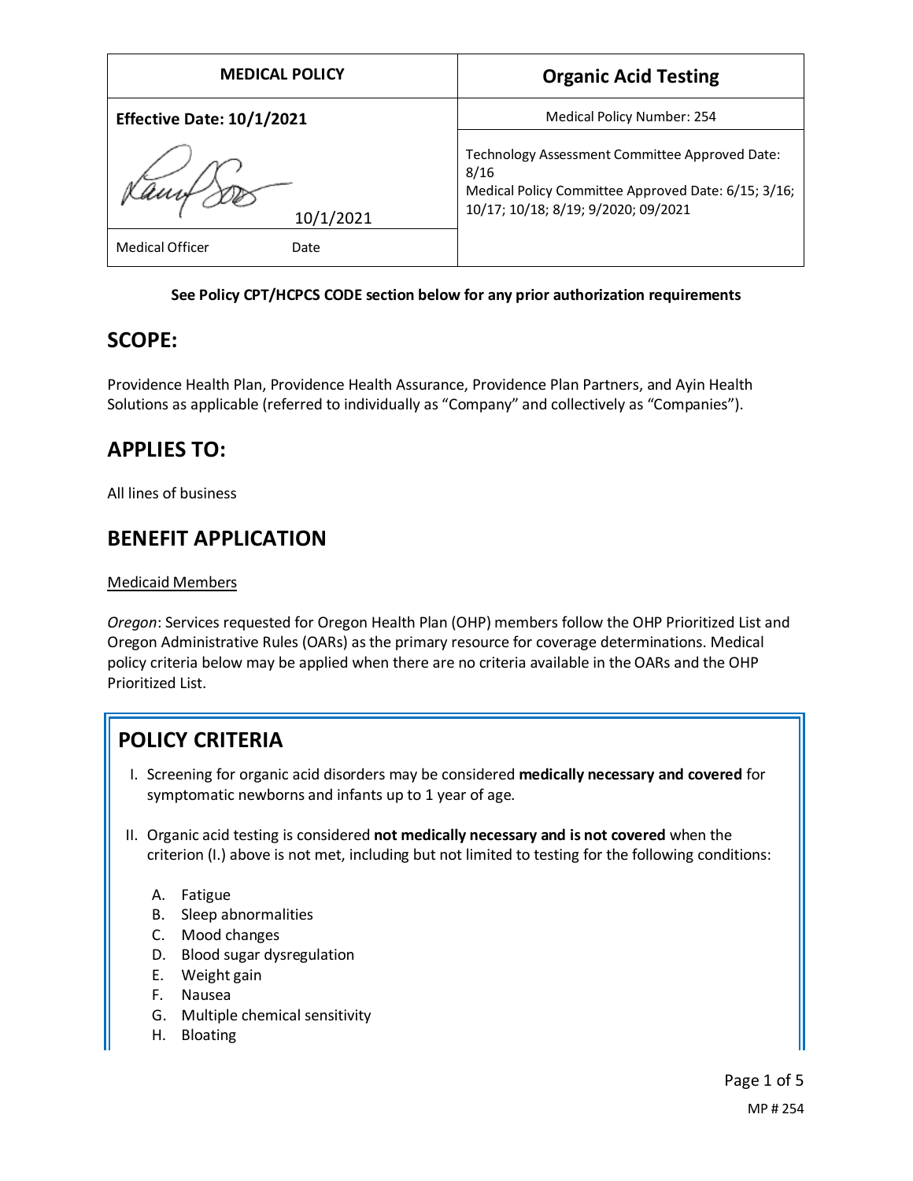| MEDICAL POLICY | Organic Acid Testing |
|---|---|
| **Effective Date: 10/1/2021** | Medical Policy Number: 254 |
| 10/1/2021 | Technology Assessment Committee Approved Date: 8/16<br>Medical Policy Committee Approved Date: 6/15; 3/16; 10/17; 10/18; 8/19; 9/2020; 09/2021 |
| Medical Officer Date | |

**See Policy CPT/HCPCS CODE section below for any prior authorization requirements**

## SCOPE:

Providence Health Plan, Providence Health Assurance, Providence Plan Partners, and Ayin Health Solutions as applicable (referred to individually as "Company" and collectively as "Companies").

## APPLIES TO:

All lines of business

## BENEFIT APPLICATION

Medicaid Members

*Oregon*: Services requested for Oregon Health Plan (OHP) members follow the OHP Prioritized List and Oregon Administrative Rules (OARs) as the primary resource for coverage determinations. Medical policy criteria below may be applied when there are no criteria available in the OARs and the OHP Prioritized List.

## POLICY CRITERIA

I. Screening for organic acid disorders may be considered **medically necessary and covered** for symptomatic newborns and infants up to 1 year of age.

II. Organic acid testing is considered **not medically necessary and is not covered** when the criterion (I.) above is not met, including but not limited to testing for the following conditions:

   A. Fatigue
   B. Sleep abnormalities
   C. Mood changes
   D. Blood sugar dysregulation
   E. Weight gain
   F. Nausea
   G. Multiple chemical sensitivity
   H. Bloating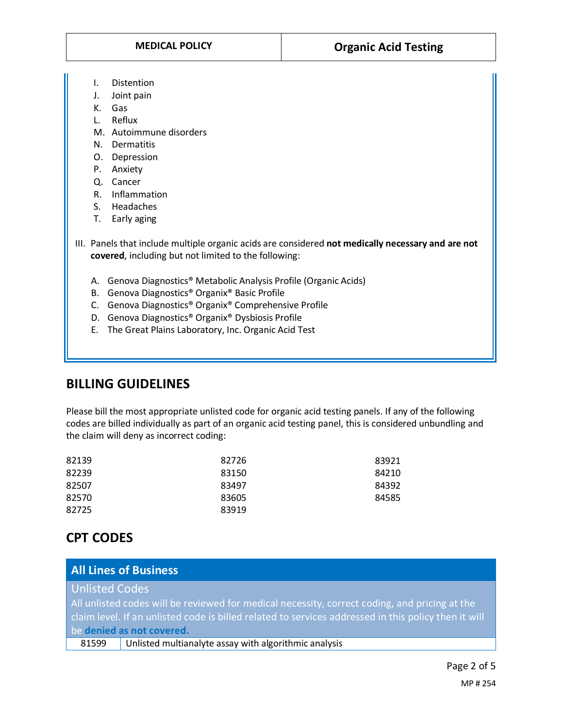I. Distention
J. Joint pain
K. Gas
L. Reflux
M. Autoimmune disorders
N. Dermatitis
O. Depression
P. Anxiety
Q. Cancer
R. Inflammation
S. Headaches
T. Early aging

III. Panels that include multiple organic acids are considered **not medically necessary and are not covered**, including but not limited to the following:

A. Genova Diagnostics® Metabolic Analysis Profile (Organic Acids)
B. Genova Diagnostics® Organix® Basic Profile
C. Genova Diagnostics® Organix® Comprehensive Profile
D. Genova Diagnostics® Organix® Dysbiosis Profile
E. The Great Plains Laboratory, Inc. Organic Acid Test

## BILLING GUIDELINES

Please bill the most appropriate unlisted code for organic acid testing panels. If any of the following codes are billed individually as part of an organic acid testing panel, this is considered unbundling and the claim will deny as incorrect coding:

| | | |
|---|---|---|
| 82139 | 82726 | 83921 |
| 82239 | 83150 | 84210 |
| 82507 | 83497 | 84392 |
| 82570 | 83605 | 84585 |
| 82725 | 83919 | |

## CPT CODES

| All Lines of Business | |
|---|---|
| **Unlisted Codes**<br>All unlisted codes will be reviewed for medical necessity, correct coding, and pricing at the claim level. If an unlisted code is billed related to services addressed in this policy then it will be **denied as not covered.** | |
| 81599 | Unlisted multianalyte assay with algorithmic analysis |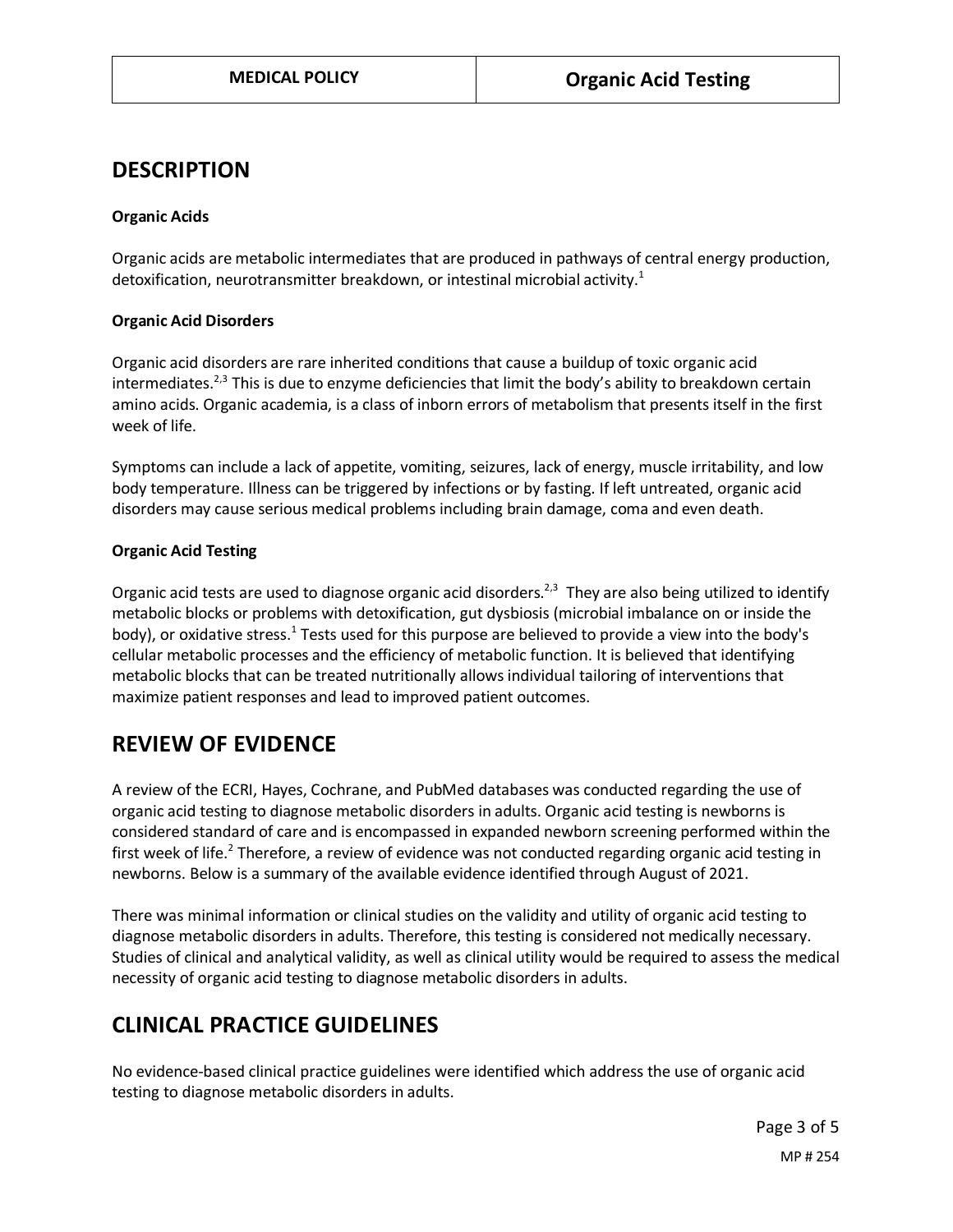## DESCRIPTION

### Organic Acids

Organic acids are metabolic intermediates that are produced in pathways of central energy production, detoxification, neurotransmitter breakdown, or intestinal microbial activity.[1]

### Organic Acid Disorders

Organic acid disorders are rare inherited conditions that cause a buildup of toxic organic acid intermediates.[2,3] This is due to enzyme deficiencies that limit the body's ability to breakdown certain amino acids. Organic academia, is a class of inborn errors of metabolism that presents itself in the first week of life.

Symptoms can include a lack of appetite, vomiting, seizures, lack of energy, muscle irritability, and low body temperature. Illness can be triggered by infections or by fasting. If left untreated, organic acid disorders may cause serious medical problems including brain damage, coma and even death.

### Organic Acid Testing

Organic acid tests are used to diagnose organic acid disorders.[2,3] They are also being utilized to identify metabolic blocks or problems with detoxification, gut dysbiosis (microbial imbalance on or inside the body), or oxidative stress.[1] Tests used for this purpose are believed to provide a view into the body's cellular metabolic processes and the efficiency of metabolic function. It is believed that identifying metabolic blocks that can be treated nutritionally allows individual tailoring of interventions that maximize patient responses and lead to improved patient outcomes.

## REVIEW OF EVIDENCE

A review of the ECRI, Hayes, Cochrane, and PubMed databases was conducted regarding the use of organic acid testing to diagnose metabolic disorders in adults. Organic acid testing is newborns is considered standard of care and is encompassed in expanded newborn screening performed within the first week of life.[2] Therefore, a review of evidence was not conducted regarding organic acid testing in newborns. Below is a summary of the available evidence identified through August of 2021.

There was minimal information or clinical studies on the validity and utility of organic acid testing to diagnose metabolic disorders in adults. Therefore, this testing is considered not medically necessary. Studies of clinical and analytical validity, as well as clinical utility would be required to assess the medical necessity of organic acid testing to diagnose metabolic disorders in adults.

## CLINICAL PRACTICE GUIDELINES

No evidence-based clinical practice guidelines were identified which address the use of organic acid testing to diagnose metabolic disorders in adults.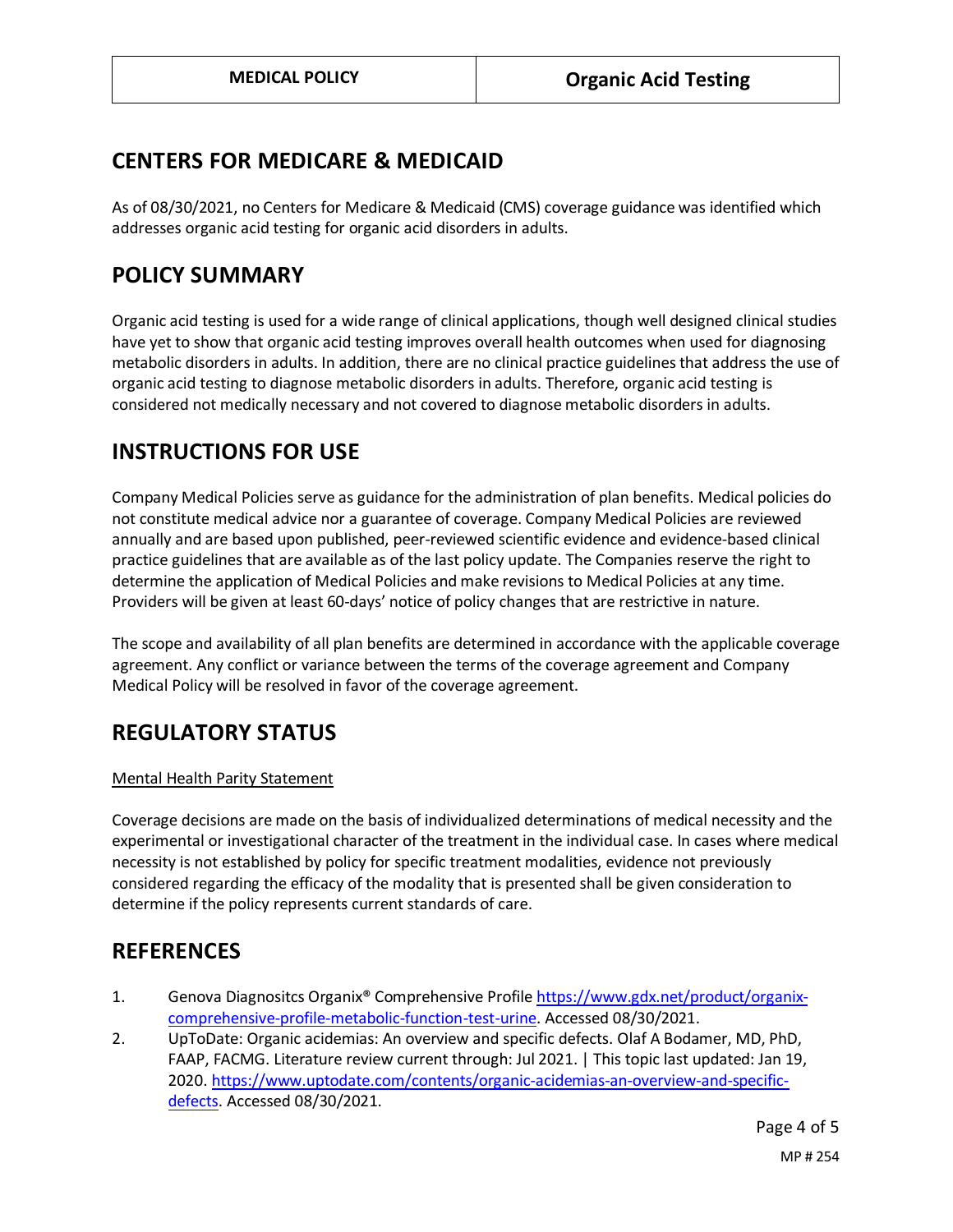## CENTERS FOR MEDICARE & MEDICAID

As of 08/30/2021, no Centers for Medicare & Medicaid (CMS) coverage guidance was identified which addresses organic acid testing for organic acid disorders in adults.

## POLICY SUMMARY

Organic acid testing is used for a wide range of clinical applications, though well designed clinical studies have yet to show that organic acid testing improves overall health outcomes when used for diagnosing metabolic disorders in adults. In addition, there are no clinical practice guidelines that address the use of organic acid testing to diagnose metabolic disorders in adults. Therefore, organic acid testing is considered not medically necessary and not covered to diagnose metabolic disorders in adults.

## INSTRUCTIONS FOR USE

Company Medical Policies serve as guidance for the administration of plan benefits. Medical policies do not constitute medical advice nor a guarantee of coverage. Company Medical Policies are reviewed annually and are based upon published, peer-reviewed scientific evidence and evidence-based clinical practice guidelines that are available as of the last policy update. The Companies reserve the right to determine the application of Medical Policies and make revisions to Medical Policies at any time. Providers will be given at least 60-days' notice of policy changes that are restrictive in nature.

The scope and availability of all plan benefits are determined in accordance with the applicable coverage agreement. Any conflict or variance between the terms of the coverage agreement and Company Medical Policy will be resolved in favor of the coverage agreement.

## REGULATORY STATUS

Mental Health Parity Statement

Coverage decisions are made on the basis of individualized determinations of medical necessity and the experimental or investigational character of the treatment in the individual case. In cases where medical necessity is not established by policy for specific treatment modalities, evidence not previously considered regarding the efficacy of the modality that is presented shall be given consideration to determine if the policy represents current standards of care.

## REFERENCES

1. Genova Diagnositcs Organix® Comprehensive Profile https://www.gdx.net/product/organix-comprehensive-profile-metabolic-function-test-urine. Accessed 08/30/2021.
2. UpToDate: Organic acidemias: An overview and specific defects. Olaf A Bodamer, MD, PhD, FAAP, FACMG. Literature review current through: Jul 2021. | This topic last updated: Jan 19, 2020. https://www.uptodate.com/contents/organic-acidemias-an-overview-and-specific-defects. Accessed 08/30/2021.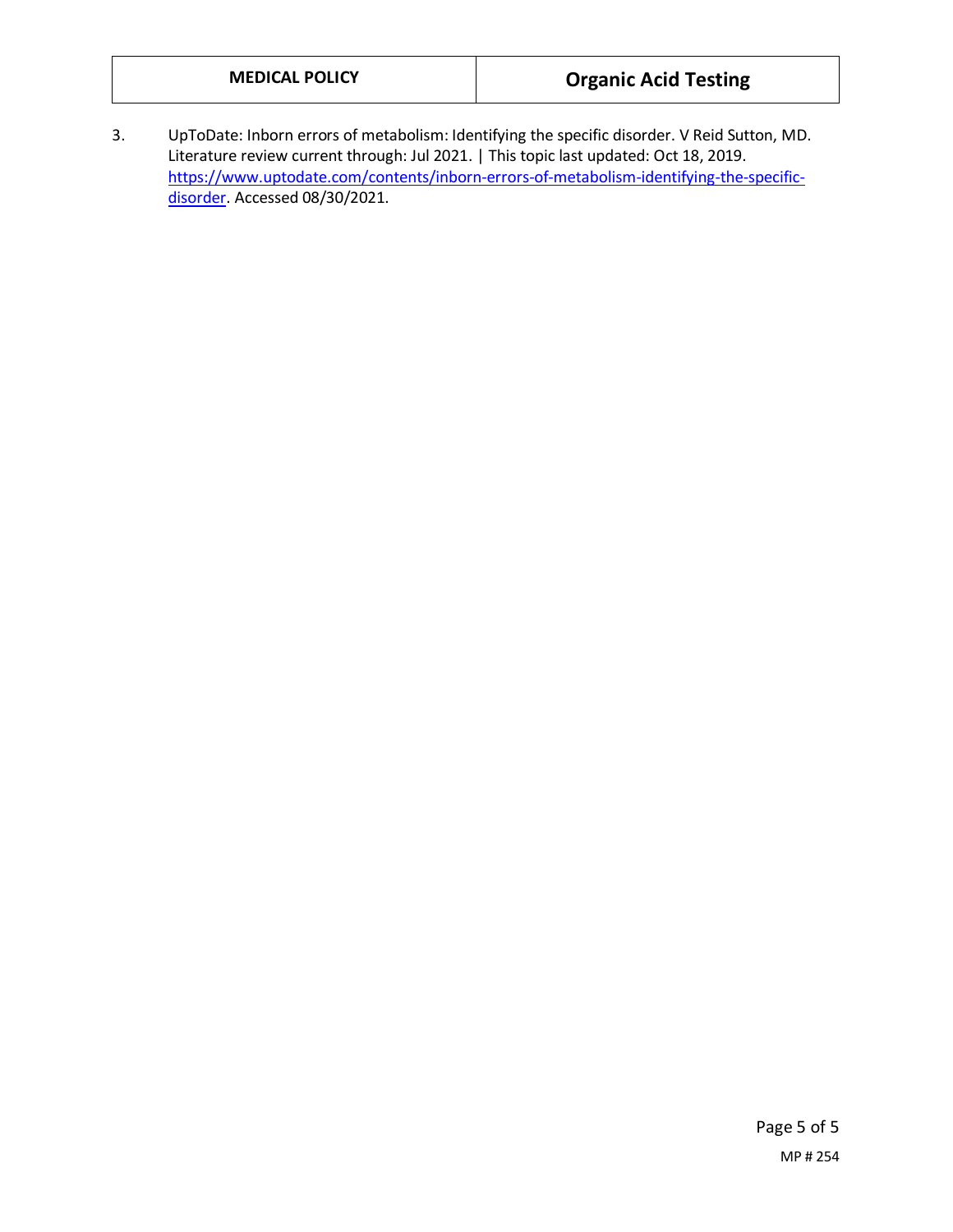3. UpToDate: Inborn errors of metabolism: Identifying the specific disorder. V Reid Sutton, MD. Literature review current through: Jul 2021. | This topic last updated: Oct 18, 2019. [https://www.uptodate.com/contents/inborn-errors-of-metabolism-identifying-the-specific-disorder](https://www.uptodate.com/contents/inborn-errors-of-metabolism-identifying-the-specific-disorder). Accessed 08/30/2021.